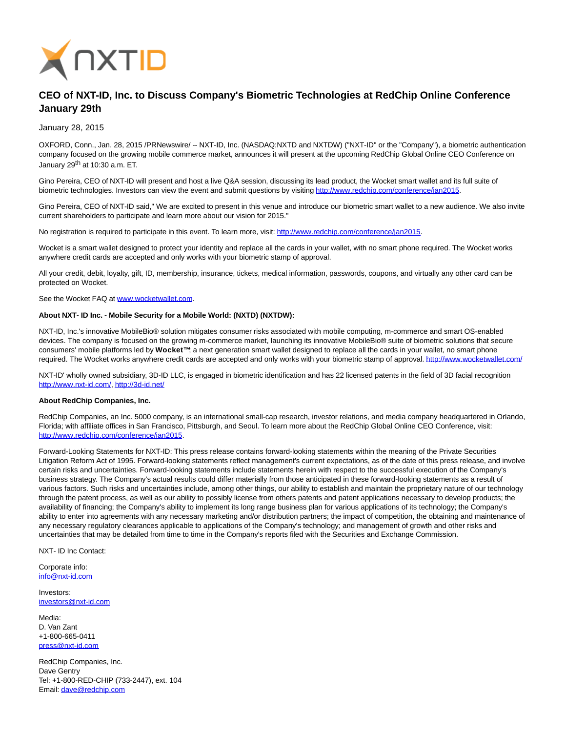NXTID

# CEO of NXT-ID, Inc. to Discuss Company's Biometric Technologies at RedChip Online Conference January 29th

January 28, 2015

OXFORD, Conn., Jan. 28, 2015 /PRNewswire/ -- NXT-ID, Inc. (NASDAQ:NXTD and NXTDW) ("NXT-ID" or the "Company"), a biometric authentication company focused on the growing mobile commerce market, announces it will present at the upcoming RedChip Global Online CEO Conference on January 29th at 10:30 a.m. ET.

Gino Pereira, CEO of NXT-ID will present and host a live Q&A session, discussing its lead product, the Wocket smart wallet and its full suite of biometric technologies. Investors can view the event and submit questions by visiting http://www.redchip.com/conference/jan2015.

Gino Pereira, CEO of NXT-ID said," We are excited to present in this venue and introduce our biometric smart wallet to a new audience. We also invite current shareholders to participate and learn more about our vision for 2015."

No registration is required to participate in this event. To learn more, visit: http://www.redchip.com/conference/jan2015.

Wocket is a smart wallet designed to protect your identity and replace all the cards in your wallet, with no smart phone required. The Wocket works anywhere credit cards are accepted and only works with your biometric stamp of approval.

All your credit, debit, loyalty, gift, ID, membership, insurance, tickets, medical information, passwords, coupons, and virtually any other card can be protected on Wocket.

See the Wocket FAQ at www.wocketwallet.com.

**About NXT- ID Inc. - Mobile Security for a Mobile World: (NXTD) (NXTDW):**

NXT-ID, Inc.'s innovative MobileBio® solution mitigates consumer risks associated with mobile computing, m-commerce and smart OS-enabled devices. The company is focused on the growing m-commerce market, launching its innovative MobileBio® suite of biometric solutions that secure consumers' mobile platforms led by **Wocket™**; a next generation smart wallet designed to replace all the cards in your wallet, no smart phone required. The Wocket works anywhere credit cards are accepted and only works with your biometric stamp of approval. http://www.wocketwallet.com/

NXT-ID' wholly owned subsidiary, 3D-ID LLC, is engaged in biometric identification and has 22 licensed patents in the field of 3D facial recognition http://www.nxt-id.com/, http://3d-id.net/

**About RedChip Companies, Inc.**

RedChip Companies, an Inc. 5000 company, is an international small-cap research, investor relations, and media company headquartered in Orlando, Florida; with affiliate offices in San Francisco, Pittsburgh, and Seoul. To learn more about the RedChip Global Online CEO Conference, visit: http://www.redchip.com/conference/jan2015.

Forward-Looking Statements for NXT-ID: This press release contains forward-looking statements within the meaning of the Private Securities Litigation Reform Act of 1995. Forward-looking statements reflect management's current expectations, as of the date of this press release, and involve certain risks and uncertainties. Forward-looking statements include statements herein with respect to the successful execution of the Company's business strategy. The Company's actual results could differ materially from those anticipated in these forward-looking statements as a result of various factors. Such risks and uncertainties include, among other things, our ability to establish and maintain the proprietary nature of our technology through the patent process, as well as our ability to possibly license from others patents and patent applications necessary to develop products; the availability of financing; the Company's ability to implement its long range business plan for various applications of its technology; the Company's ability to enter into agreements with any necessary marketing and/or distribution partners; the impact of competition, the obtaining and maintenance of any necessary regulatory clearances applicable to applications of the Company's technology; and management of growth and other risks and uncertainties that may be detailed from time to time in the Company's reports filed with the Securities and Exchange Commission.

NXT- ID Inc Contact:

Corporate info:
info@nxt-id.com

Investors:
investors@nxt-id.com

Media:
D. Van Zant
+1-800-665-0411
press@nxt-id.com

RedChip Companies, Inc.
Dave Gentry
Tel: +1-800-RED-CHIP (733-2447), ext. 104
Email: dave@redchip.com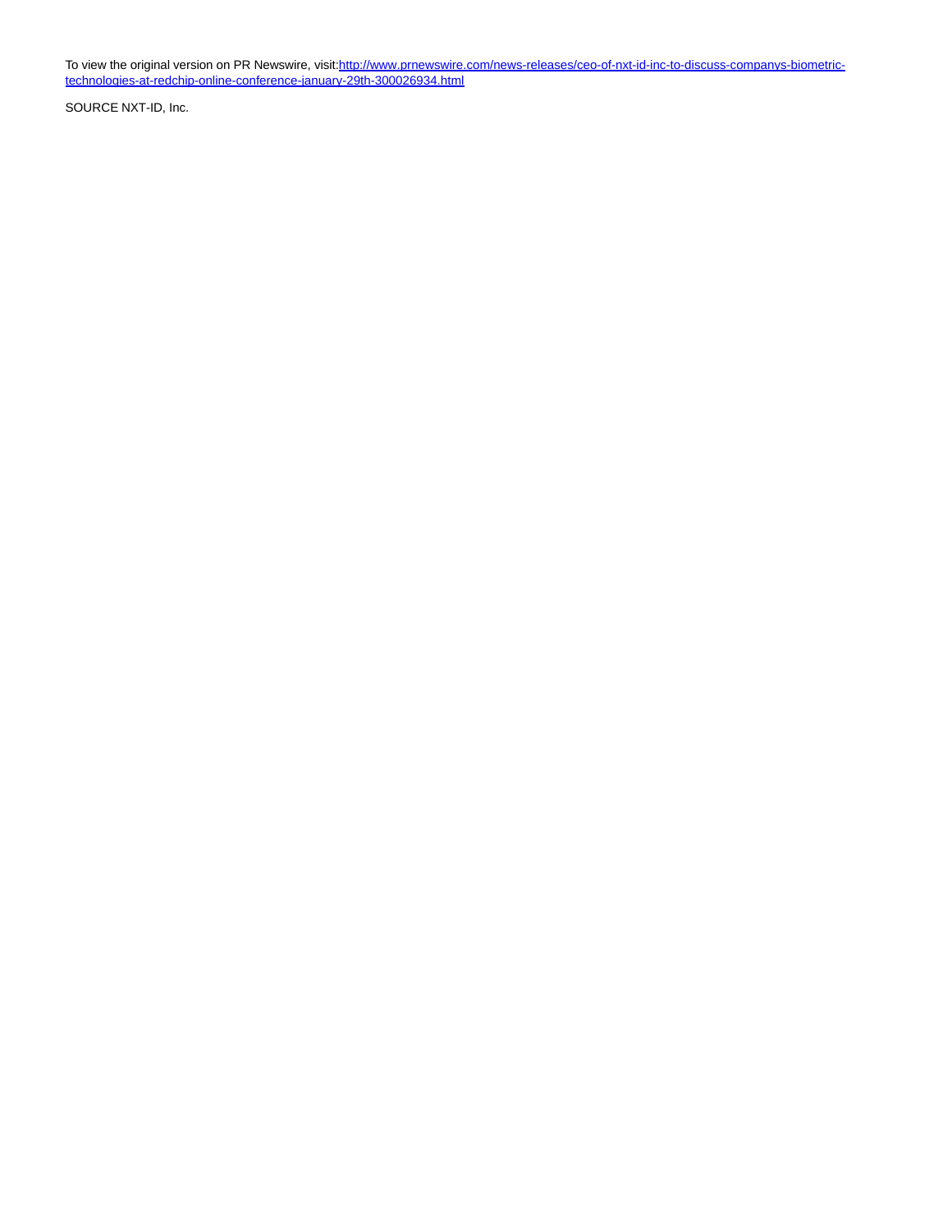To view the original version on PR Newswire, visit:[http://www.prnewswire.com/news-releases/ceo-of-nxt-id-inc-to-discuss-companys-biometric-technologies-at-redchip-online-conference-january-29th-300026934.html](http://www.prnewswire.com/news-releases/ceo-of-nxt-id-inc-to-discuss-companys-biometric-technologies-at-redchip-online-conference-january-29th-300026934.html)

SOURCE NXT-ID, Inc.